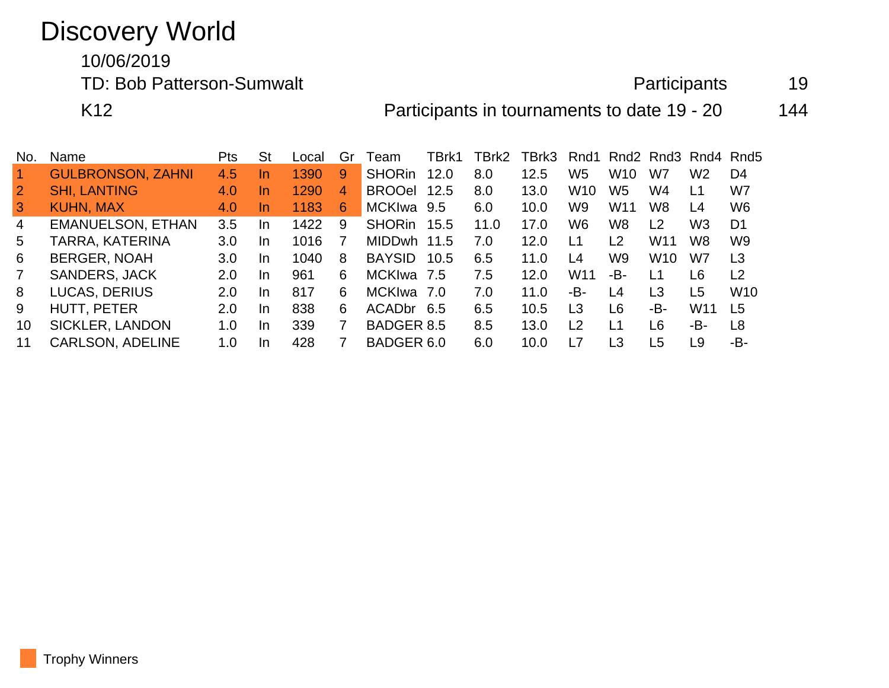# Discovery World

10/06/2019

TD: Bob Patterson-Sumwalt

K12

Participants 19

Participants in tournaments to date 19 - 20 144

| No. | Name | Pts | St | Local | Gr | Team | TBrk1 | TBrk2 | TBrk3 | Rnd1 | Rnd2 | Rnd3 | Rnd4 | Rnd5 |
|---|---|---|---|---|---|---|---|---|---|---|---|---|---|---|
| 1 | GULBRONSON, ZAHNI | 4.5 | In | 1390 | 9 | SHORin | 12.0 | 8.0 | 12.5 | W5 | W10 | W7 | W2 | D4 |
| 2 | SHI, LANTING | 4.0 | In | 1290 | 4 | BROOel | 12.5 | 8.0 | 13.0 | W10 | W5 | W4 | L1 | W7 |
| 3 | KUHN, MAX | 4.0 | In | 1183 | 6 | MCKIwa | 9.5 | 6.0 | 10.0 | W9 | W11 | W8 | L4 | W6 |
| 4 | EMANUELSON, ETHAN | 3.5 | In | 1422 | 9 | SHORin | 15.5 | 11.0 | 17.0 | W6 | W8 | L2 | W3 | D1 |
| 5 | TARRA, KATERINA | 3.0 | In | 1016 | 7 | MIDDwh | 11.5 | 7.0 | 12.0 | L1 | L2 | W11 | W8 | W9 |
| 6 | BERGER, NOAH | 3.0 | In | 1040 | 8 | BAYSID | 10.5 | 6.5 | 11.0 | L4 | W9 | W10 | W7 | L3 |
| 7 | SANDERS, JACK | 2.0 | In | 961 | 6 | MCKIwa | 7.5 | 7.5 | 12.0 | W11 | -B- | L1 | L6 | L2 |
| 8 | LUCAS, DERIUS | 2.0 | In | 817 | 6 | MCKIwa | 7.0 | 7.0 | 11.0 | -B- | L4 | L3 | L5 | W10 |
| 9 | HUTT, PETER | 2.0 | In | 838 | 6 | ACADbr | 6.5 | 6.5 | 10.5 | L3 | L6 | -B- | W11 | L5 |
| 10 | SICKLER, LANDON | 1.0 | In | 339 | 7 | BADGER | 8.5 | 8.5 | 13.0 | L2 | L1 | L6 | -B- | L8 |
| 11 | CARLSON, ADELINE | 1.0 | In | 428 | 7 | BADGER | 6.0 | 6.0 | 10.0 | L7 | L3 | L5 | L9 | -B- |

Trophy Winners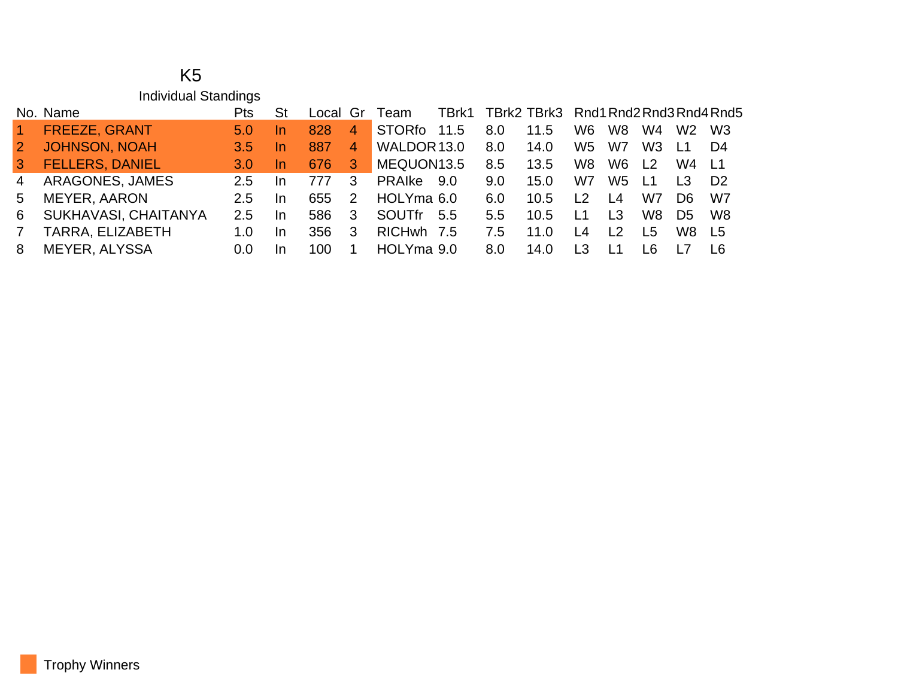# K5

## Individual Standings

| No. | Name | Pts | St | Local | Gr | Team | TBrk1 | TBrk2 | TBrk3 | Rnd1 | Rnd2 | Rnd3 | Rnd4 | Rnd5 |
|---|---|---|---|---|---|---|---|---|---|---|---|---|---|---|
| 1 | FREEZE, GRANT | 5.0 | In | 828 | 4 | STORfo | 11.5 | 8.0 | 11.5 | W6 | W8 | W4 | W2 | W3 |
| 2 | JOHNSON, NOAH | 3.5 | In | 887 | 4 | WALDOR | 13.0 | 8.0 | 14.0 | W5 | W7 | W3 | L1 | D4 |
| 3 | FELLERS, DANIEL | 3.0 | In | 676 | 3 | MEQUON | 13.5 | 8.5 | 13.5 | W8 | W6 | L2 | W4 | L1 |
| 4 | ARAGONES, JAMES | 2.5 | In | 777 | 3 | PRAIke | 9.0 | 9.0 | 15.0 | W7 | W5 | L1 | L3 | D2 |
| 5 | MEYER, AARON | 2.5 | In | 655 | 2 | HOLYma | 6.0 | 6.0 | 10.5 | L2 | L4 | W7 | D6 | W7 |
| 6 | SUKHAVASI, CHAITANYA | 2.5 | In | 586 | 3 | SOUTfr | 5.5 | 5.5 | 10.5 | L1 | L3 | W8 | D5 | W8 |
| 7 | TARRA, ELIZABETH | 1.0 | In | 356 | 3 | RICHwh | 7.5 | 7.5 | 11.0 | L4 | L2 | L5 | W8 | L5 |
| 8 | MEYER, ALYSSA | 0.0 | In | 100 | 1 | HOLYma | 9.0 | 8.0 | 14.0 | L3 | L1 | L6 | L7 | L6 |

Trophy Winners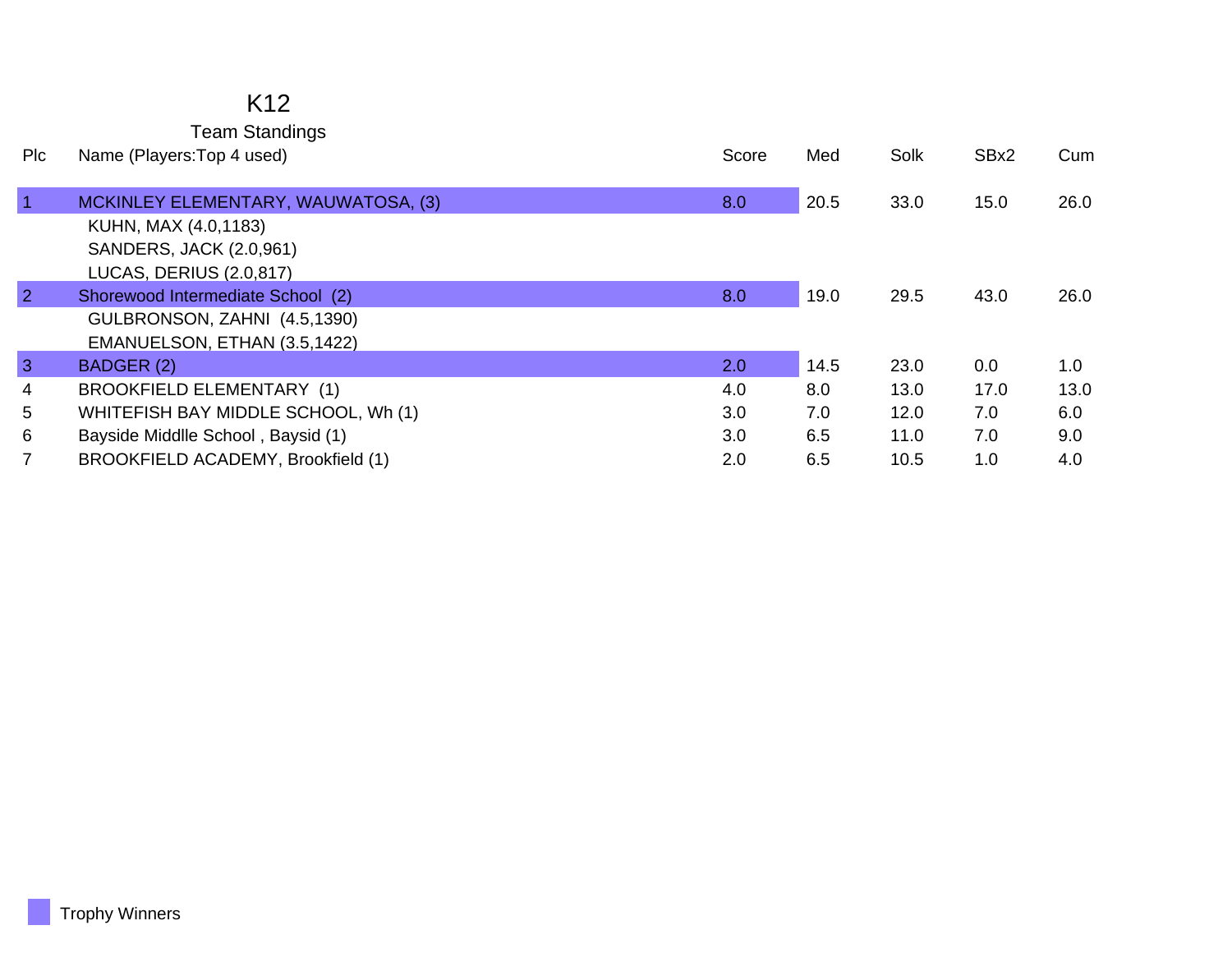# K12

## Team Standings

| Plc | Name (Players:Top 4 used) | Score | Med | Solk | SBx2 | Cum |
|---|---|---|---|---|---|---|
| 1 | MCKINLEY ELEMENTARY, WAUWATOSA, (3) | 8.0 | 20.5 | 33.0 | 15.0 | 26.0 |
| | KUHN, MAX (4.0,1183) | | | | | |
| | SANDERS, JACK (2.0,961) | | | | | |
| | LUCAS, DERIUS (2.0,817) | | | | | |
| 2 | Shorewood Intermediate School (2) | 8.0 | 19.0 | 29.5 | 43.0 | 26.0 |
| | GULBRONSON, ZAHNI (4.5,1390) | | | | | |
| | EMANUELSON, ETHAN (3.5,1422) | | | | | |
| 3 | BADGER (2) | 2.0 | 14.5 | 23.0 | 0.0 | 1.0 |
| 4 | BROOKFIELD ELEMENTARY (1) | 4.0 | 8.0 | 13.0 | 17.0 | 13.0 |
| 5 | WHITEFISH BAY MIDDLE SCHOOL, Wh (1) | 3.0 | 7.0 | 12.0 | 7.0 | 6.0 |
| 6 | Bayside Middlle School , Baysid (1) | 3.0 | 6.5 | 11.0 | 7.0 | 9.0 |
| 7 | BROOKFIELD ACADEMY, Brookfield (1) | 2.0 | 6.5 | 10.5 | 1.0 | 4.0 |

Trophy Winners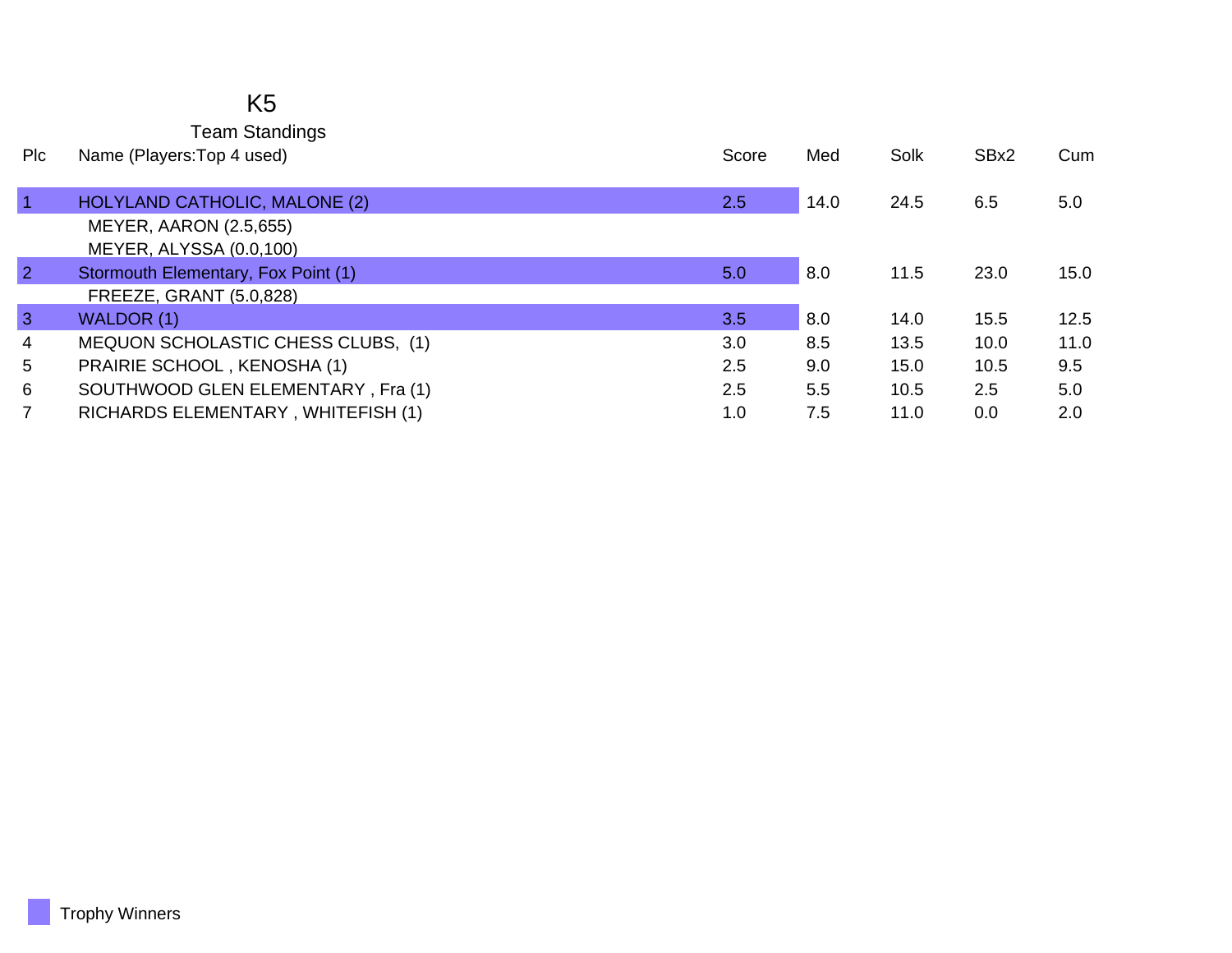# K5

## Team Standings

| Plc | Name (Players:Top 4 used) | Score | Med | Solk | SBx2 | Cum |
|---|---|---|---|---|---|---|
| 1 | HOLYLAND CATHOLIC, MALONE (2) | 2.5 | 14.0 | 24.5 | 6.5 | 5.0 |
| | MEYER, AARON (2.5,655) | | | | | |
| | MEYER, ALYSSA (0.0,100) | | | | | |
| 2 | Stormouth Elementary, Fox Point (1) | 5.0 | 8.0 | 11.5 | 23.0 | 15.0 |
| | FREEZE, GRANT (5.0,828) | | | | | |
| 3 | WALDOR (1) | 3.5 | 8.0 | 14.0 | 15.5 | 12.5 |
| 4 | MEQUON SCHOLASTIC CHESS CLUBS, (1) | 3.0 | 8.5 | 13.5 | 10.0 | 11.0 |
| 5 | PRAIRIE SCHOOL , KENOSHA (1) | 2.5 | 9.0 | 15.0 | 10.5 | 9.5 |
| 6 | SOUTHWOOD GLEN ELEMENTARY , Fra (1) | 2.5 | 5.5 | 10.5 | 2.5 | 5.0 |
| 7 | RICHARDS ELEMENTARY , WHITEFISH (1) | 1.0 | 7.5 | 11.0 | 0.0 | 2.0 |

Trophy Winners